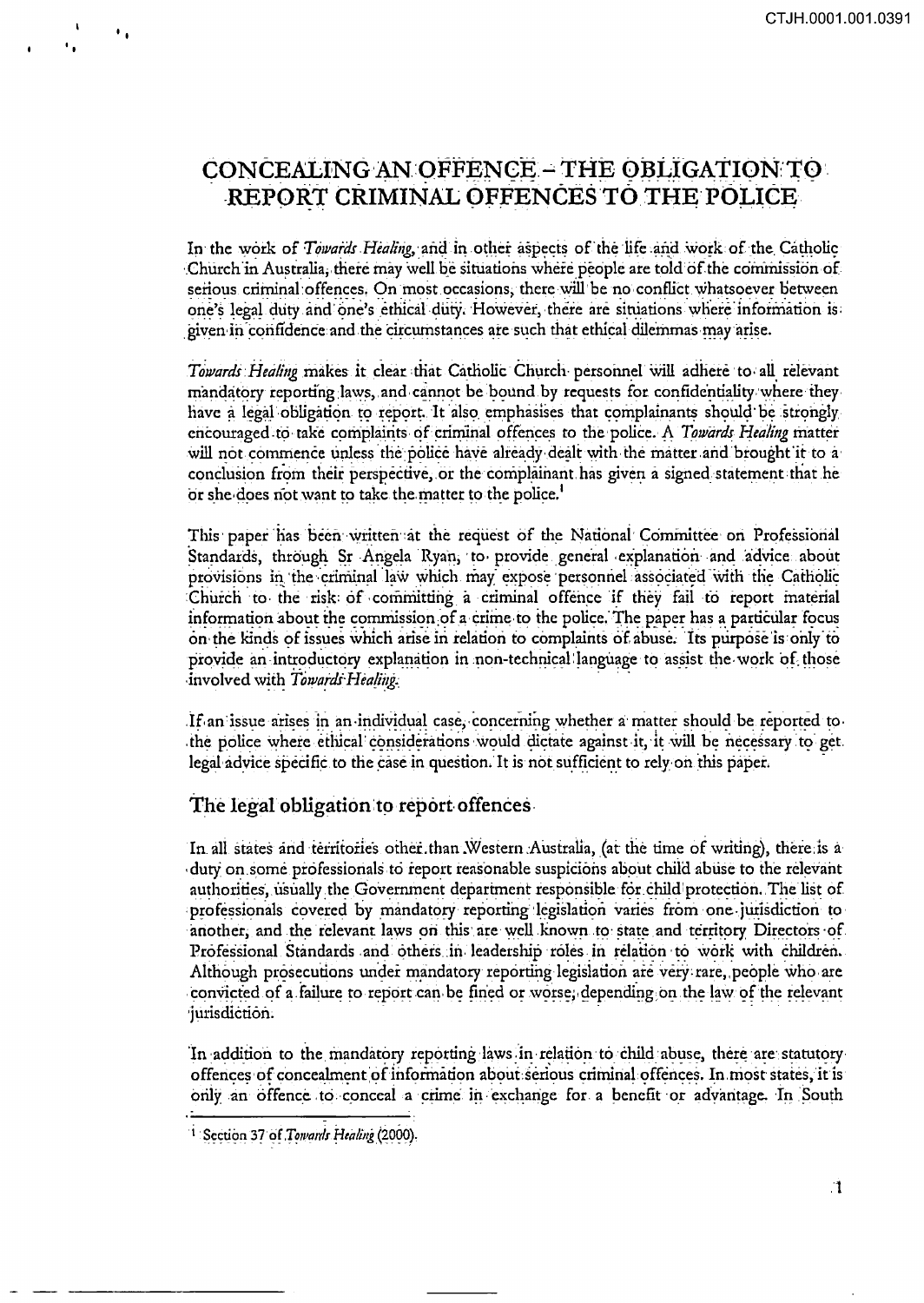# CONCEALING AN OFFENCE – THE OBLIGATION TO REPORT CRIMINAL OFFENCES TO THE POLICE

In the work of *Towards Healing*, and in other aspects of the life and work of the Catholic Church in Australia, there may well be situations where people are told of the commission of serious criminal offences. On most occasions, there will be no conflict whatsoever between one's legal duty and one's ethical duty. However, there are situations where information is given in confidence and the circumstances are such that ethical dilemmas may arise.

*Towards Healing* makes it clear that Catholic Church personnel will adhere to all relevant mandatory reporting laws, and cannot be bound by requests for confidentiality where they have a legal obligation to report. It also emphasises that complainants should be strongly encouraged to take complaints of criminal offences to the police. A *Towards Healing* matter will not commence unless the police have already dealt with the matter and brought it to a conclusion from their perspective, or the complainant has given a signed statement that he or she does not want to take the matter to the police.[1]

This paper has been written at the request of the National Committee on Professional Standards, through Sr Angela Ryan, to provide general explanation and advice about provisions in the criminal law which may expose personnel associated with the Catholic Church to the risk of committing a criminal offence if they fail to report material information about the commission of a crime to the police. The paper has a particular focus on the kinds of issues which arise in relation to complaints of abuse. Its purpose is only to provide an introductory explanation in non-technical language to assist the work of those involved with *Towards Healing*.

If an issue arises in an individual case, concerning whether a matter should be reported to the police where ethical considerations would dictate against it, it will be necessary to get legal advice specific to the case in question. It is not sufficient to rely on this paper.

## The legal obligation to report offences

In all states and territories other than Western Australia, (at the time of writing), there is a duty on some professionals to report reasonable suspicions about child abuse to the relevant authorities, usually the Government department responsible for child protection. The list of professionals covered by mandatory reporting legislation varies from one jurisdiction to another, and the relevant laws on this are well known to state and territory Directors of Professional Standards and others in leadership roles in relation to work with children. Although prosecutions under mandatory reporting legislation are very rare, people who are convicted of a failure to report can be fined or worse, depending on the law of the relevant jurisdiction.

In addition to the mandatory reporting laws in relation to child abuse, there are statutory offences of concealment of information about serious criminal offences. In most states, it is only an offence to conceal a crime in exchange for a benefit or advantage. In South

[1] Section 37 of *Towards Healing* (2000).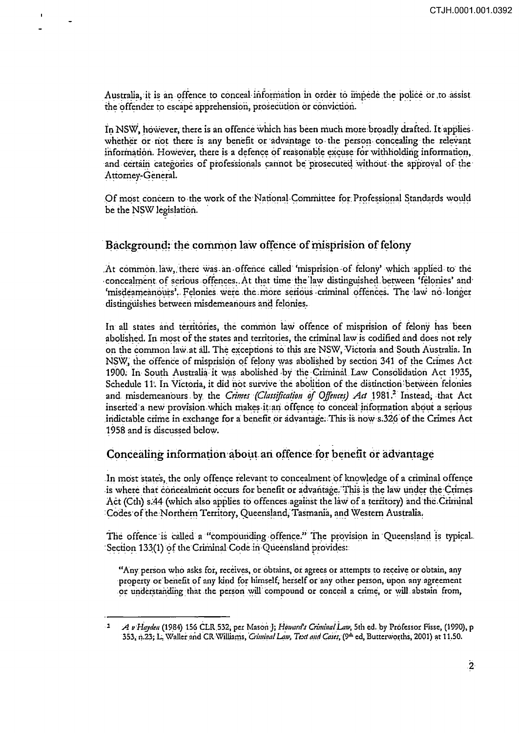Australia, it is an offence to conceal information in order to impede the police or to assist the offender to escape apprehension, prosecution or conviction.

In NSW, however, there is an offence which has been much more broadly drafted. It applies whether or not there is any benefit or advantage to the person concealing the relevant information. However, there is a defence of reasonable excuse for withholding information, and certain categories of professionals cannot be prosecuted without the approval of the Attorney-General.

Of most concern to the work of the National Committee for Professional Standards would be the NSW legislation.

## Background: the common law offence of misprision of felony

At common law, there was an offence called 'misprision of felony' which applied to the concealment of serious offences. At that time the law distinguished between 'felonies' and 'misdemeanours'. Felonies were the more serious criminal offences. The law no longer distinguishes between misdemeanours and felonies.

In all states and territories, the common law offence of misprision of felony has been abolished. In most of the states and territories, the criminal law is codified and does not rely on the common law at all. The exceptions to this are NSW, Victoria and South Australia. In NSW, the offence of misprision of felony was abolished by section 341 of the Crimes Act 1900. In South Australia it was abolished by the Criminal Law Consolidation Act 1935, Schedule 11. In Victoria, it did not survive the abolition of the distinction between felonies and misdemeanours by the *Crimes (Classification of Offences) Act* 1981.[2] Instead, that Act inserted a new provision which makes it an offence to conceal information about a serious indictable crime in exchange for a benefit or advantage. This is now s.326 of the Crimes Act 1958 and is discussed below.

## Concealing information about an offence for benefit or advantage

In most states, the only offence relevant to concealment of knowledge of a criminal offence is where that concealment occurs for benefit or advantage. This is the law under the Crimes Act (Cth) s.44 (which also applies to offences against the law of a territory) and the Criminal Codes of the Northern Territory, Queensland, Tasmania, and Western Australia.

The offence is called a "compounding offence." The provision in Queensland is typical. Section 133(1) of the Criminal Code in Queensland provides:

> "Any person who asks for, receives, or obtains, or agrees or attempts to receive or obtain, any property or benefit of any kind for himself, herself or any other person, upon any agreement or understanding that the person will compound or conceal a crime, or will abstain from,

---

[2] *A v Hayden* (1984) 156 CLR 532, per Mason J; *Howard's Criminal Law*, 5th ed. by Professor Fisse, (1990), p 353, n.23; L. Waller and CR Williams, *Criminal Law, Text and Cases*, (9th ed, Butterworths, 2001) at 11.50.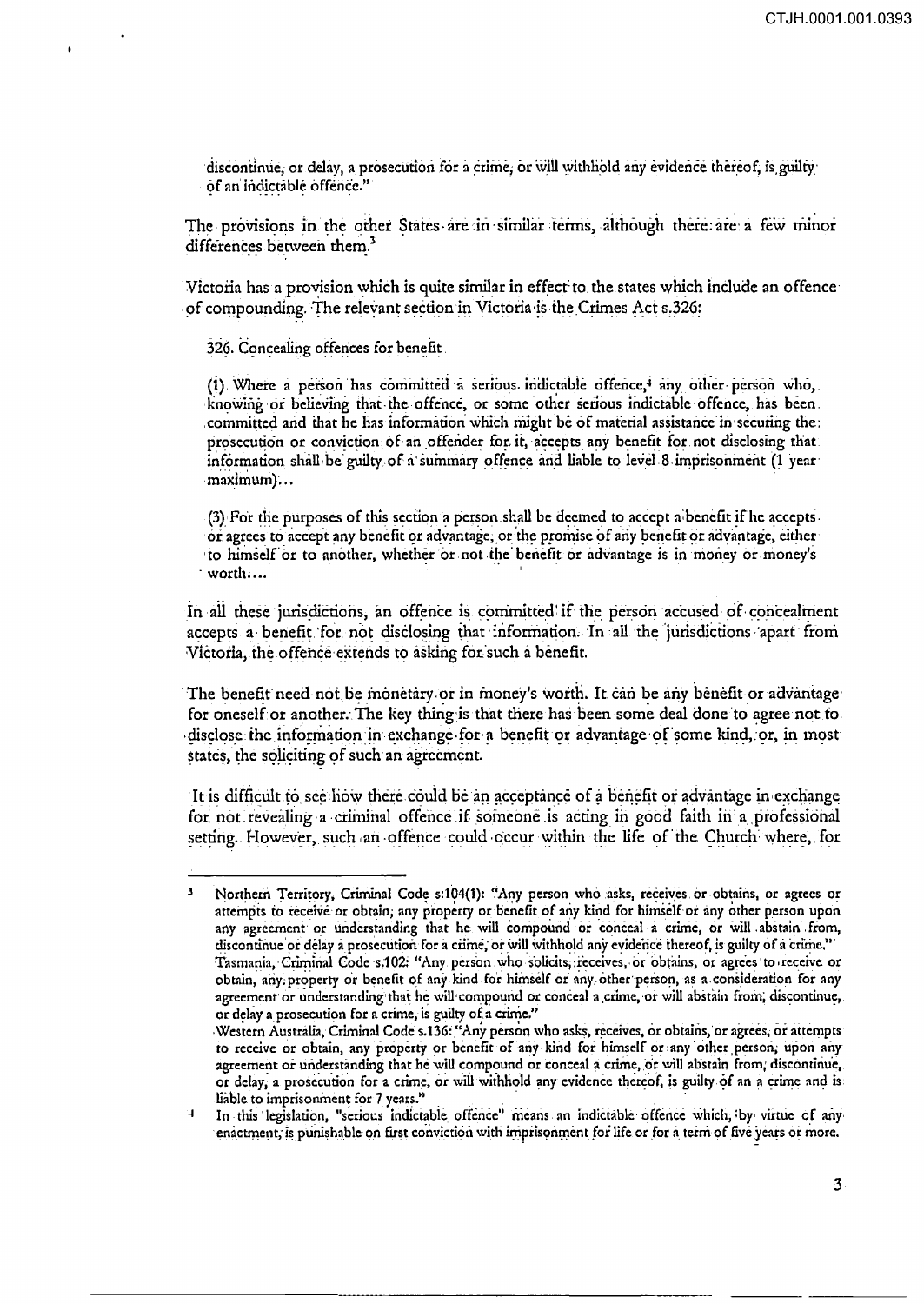> discontinue, or delay, a prosecution for a crime, or will withhold any evidence thereof, is guilty of an indictable offence."

The provisions in the other States are in similar terms, although there are a few minor differences between them.[3]

Victoria has a provision which is quite similar in effect to the states which include an offence of compounding. The relevant section in Victoria is the Crimes Act s.326:

> 326. Concealing offences for benefit
>
> (1) Where a person has committed a serious indictable offence,[4] any other person who, knowing or believing that the offence, or some other serious indictable offence, has been committed and that he has information which might be of material assistance in securing the prosecution or conviction of an offender for it, accepts any benefit for not disclosing that information shall be guilty of a summary offence and liable to level 8 imprisonment (1 year maximum)...
>
> (3) For the purposes of this section a person shall be deemed to accept a benefit if he accepts or agrees to accept any benefit or advantage, or the promise of any benefit or advantage, either to himself or to another, whether or not the benefit or advantage is in money or money's worth....

In all these jurisdictions, an offence is committed if the person accused of concealment accepts a benefit for not disclosing that information. In all the jurisdictions apart from Victoria, the offence extends to asking for such a benefit.

The benefit need not be monetary or in money's worth. It can be any benefit or advantage for oneself or another. The key thing is that there has been some deal done to agree not to disclose the information in exchange for a benefit or advantage of some kind, or, in most states, the soliciting of such an agreement.

It is difficult to see how there could be an acceptance of a benefit or advantage in exchange for not revealing a criminal offence if someone is acting in good faith in a professional setting. However, such an offence could occur within the life of the Church where, for

---

[3] Northern Territory, Criminal Code s.104(1): "Any person who asks, receives or obtains, or agrees or attempts to receive or obtain, any property or benefit of any kind for himself or any other person upon any agreement or understanding that he will compound or conceal a crime, or will abstain from, discontinue or delay a prosecution for a crime, or will withhold any evidence thereof, is guilty of a crime."
Tasmania, Criminal Code s.102: "Any person who solicits, receives, or obtains, or agrees to receive or obtain, any property or benefit of any kind for himself or any other person, as a consideration for any agreement or understanding that he will compound or conceal a crime, or will abstain from, discontinue, or delay a prosecution for a crime, is guilty of a crime."
Western Australia, Criminal Code s.136: "Any person who asks, receives, or obtains, or agrees, or attempts to receive or obtain, any property or benefit of any kind for himself or any other person, upon any agreement or understanding that he will compound or conceal a crime, or will abstain from, discontinue, or delay, a prosecution for a crime, or will withhold any evidence thereof, is guilty of an a crime and is liable to imprisonment for 7 years."

[4] In this legislation, "serious indictable offence" means an indictable offence which, by virtue of any enactment, is punishable on first conviction with imprisonment for life or for a term of five years or more.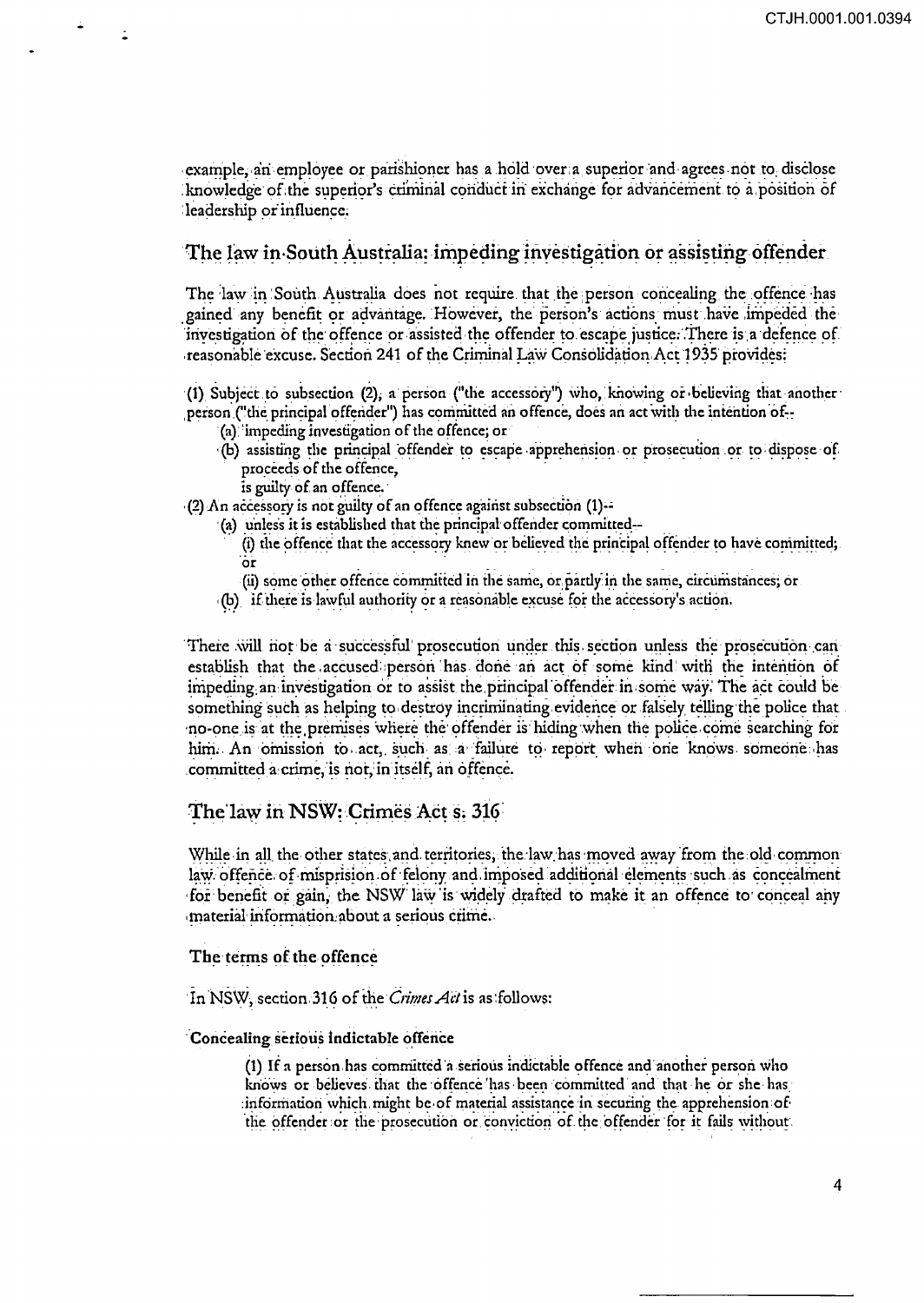example, an employee or parishioner has a hold over a superior and agrees not to disclose knowledge of the superior's criminal conduct in exchange for advancement to a position of leadership or influence.

## The law in South Australia: impeding investigation or assisting offender

The law in South Australia does not require that the person concealing the offence has gained any benefit or advantage. However, the person's actions must have impeded the investigation of the offence or assisted the offender to escape justice. There is a defence of reasonable excuse. Section 241 of the Criminal Law Consolidation Act 1935 provides:

(1) Subject to subsection (2), a person ("the accessory") who, knowing or believing that another person ("the principal offender") has committed an offence, does an act with the intention of--

- (a) impeding investigation of the offence; or
- (b) assisting the principal offender to escape apprehension or prosecution or to dispose of proceeds of the offence,

is guilty of an offence.

(2) An accessory is not guilty of an offence against subsection (1)--

- (a) unless it is established that the principal offender committed--
  - (i) the offence that the accessory knew or believed the principal offender to have committed; or
  - (ii) some other offence committed in the same, or partly in the same, circumstances; or
- (b) if there is lawful authority or a reasonable excuse for the accessory's action.

There will not be a successful prosecution under this section unless the prosecution can establish that the accused person has done an act of some kind with the intention of impeding an investigation or to assist the principal offender in some way. The act could be something such as helping to destroy incriminating evidence or falsely telling the police that no-one is at the premises where the offender is hiding when the police come searching for him. An omission to act, such as a failure to report when one knows someone has committed a crime, is not, in itself, an offence.

## The law in NSW: Crimes Act s. 316

While in all the other states and territories, the law has moved away from the old common law offence of misprision of felony and imposed additional elements such as concealment for benefit or gain, the NSW law is widely drafted to make it an offence to conceal any material information about a serious crime.

### The terms of the offence

In NSW, section 316 of the *Crimes Act* is as follows:

**Concealing serious indictable offence**

> (1) If a person has committed a serious indictable offence and another person who knows or believes that the offence has been committed and that he or she has information which might be of material assistance in securing the apprehension of the offender or the prosecution or conviction of the offender for it fails without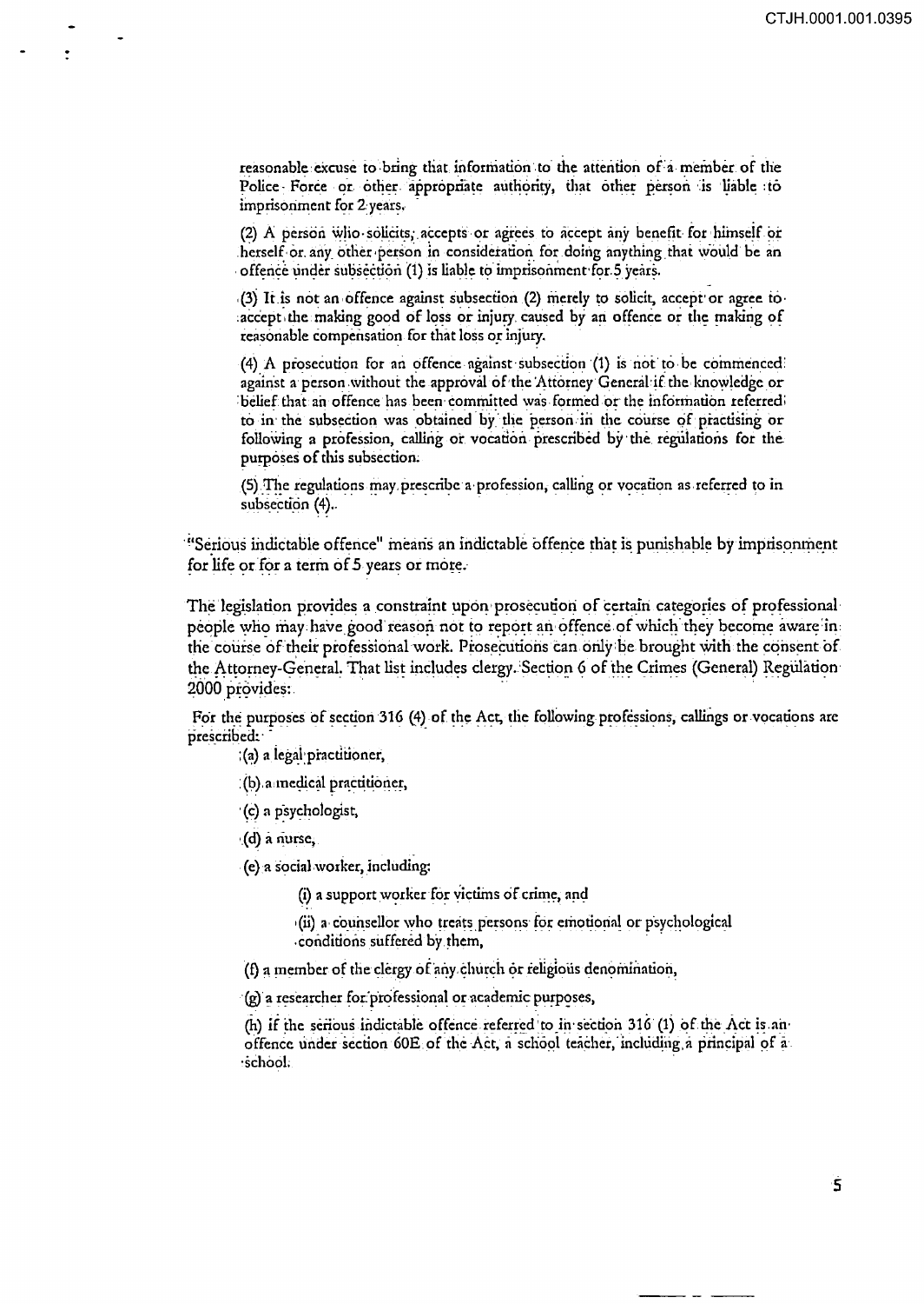reasonable excuse to bring that information to the attention of a member of the Police Force or other appropriate authority, that other person is liable to imprisonment for 2 years.

(2) A person who solicits, accepts or agrees to accept any benefit for himself or herself or any other person in consideration for doing anything that would be an offence under subsection (1) is liable to imprisonment for 5 years.

(3) It is not an offence against subsection (2) merely to solicit, accept or agree to accept the making good of loss or injury caused by an offence or the making of reasonable compensation for that loss or injury.

(4) A prosecution for an offence against subsection (1) is not to be commenced against a person without the approval of the Attorney General if the knowledge or belief that an offence has been committed was formed or the information referred to in the subsection was obtained by the person in the course of practising or following a profession, calling or vocation prescribed by the regulations for the purposes of this subsection.

(5) The regulations may prescribe a profession, calling or vocation as referred to in subsection (4).

"Serious indictable offence" means an indictable offence that is punishable by imprisonment for life or for a term of 5 years or more.

The legislation provides a constraint upon prosecution of certain categories of professional people who may have good reason not to report an offence of which they become aware in the course of their professional work. Prosecutions can only be brought with the consent of the Attorney-General. That list includes clergy. Section 6 of the Crimes (General) Regulation 2000 provides:

For the purposes of section 316 (4) of the Act, the following professions, callings or vocations are prescribed:

(a) a legal practitioner,

(b) a medical practitioner,

(c) a psychologist,

(d) a nurse,

(e) a social worker, including:

(i) a support worker for victims of crime, and

(ii) a counsellor who treats persons for emotional or psychological conditions suffered by them,

(f) a member of the clergy of any church or religious denomination,

(g) a researcher for professional or academic purposes,

(h) if the serious indictable offence referred to in section 316 (1) of the Act is an offence under section 60E of the Act, a school teacher, including a principal of a school.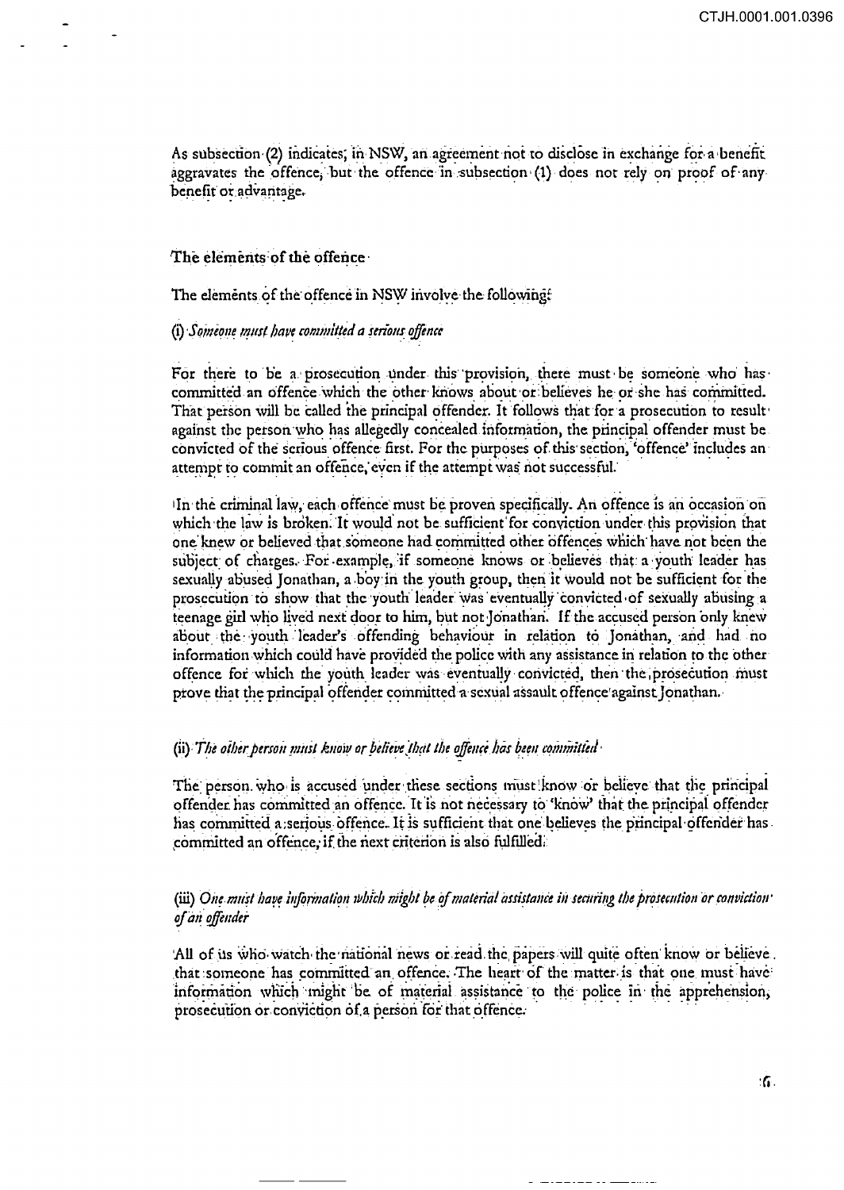As subsection (2) indicates, in NSW, an agreement not to disclose in exchange for a benefit aggravates the offence, but the offence in subsection (1) does not rely on proof of any benefit or advantage.

## The elements of the offence

The elements of the offence in NSW involve the following:

### (i) *Someone must have committed a serious offence*

For there to be a prosecution under this provision, there must be someone who has committed an offence which the other knows about or believes he or she has committed. That person will be called the principal offender. It follows that for a prosecution to result against the person who has allegedly concealed information, the principal offender must be convicted of the serious offence first. For the purposes of this section, 'offence' includes an attempt to commit an offence, even if the attempt was not successful.

In the criminal law, each offence must be proven specifically. An offence is an occasion on which the law is broken. It would not be sufficient for conviction under this provision that one knew or believed that someone had committed other offences which have not been the subject of charges. For example, if someone knows or believes that a youth leader has sexually abused Jonathan, a boy in the youth group, then it would not be sufficient for the prosecution to show that the youth leader was eventually convicted of sexually abusing a teenage girl who lived next door to him, but not Jonathan. If the accused person only knew about the youth leader's offending behaviour in relation to Jonathan, and had no information which could have provided the police with any assistance in relation to the other offence for which the youth leader was eventually convicted, then the prosecution must prove that the principal offender committed a sexual assault offence against Jonathan.

### (ii) *The other person must know or believe that the offence has been committed*

The person who is accused under these sections must know or believe that the principal offender has committed an offence. It is not necessary to 'know' that the principal offender has committed a serious offence. It is sufficient that one believes the principal offender has committed an offence, if the next criterion is also fulfilled.

### (iii) *One must have information which might be of material assistance in securing the prosecution or conviction of an offender*

All of us who watch the national news or read the papers will quite often know or believe that someone has committed an offence. The heart of the matter is that one must have information which might be of material assistance to the police in the apprehension, prosecution or conviction of a person for that offence.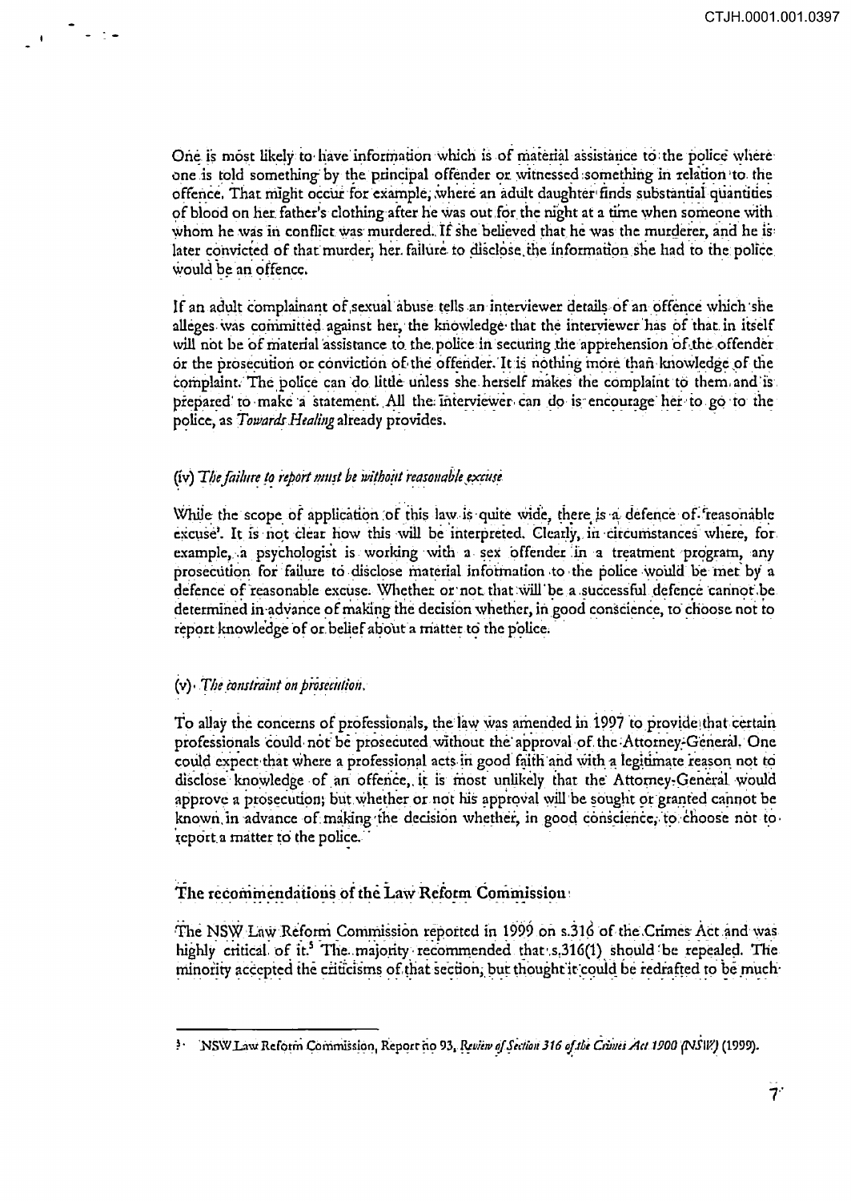One is most likely to have information which is of material assistance to the police where one is told something by the principal offender or witnessed something in relation to the offence. That might occur for example, where an adult daughter finds substantial quantities of blood on her father's clothing after he was out for the night at a time when someone with whom he was in conflict was murdered. If she believed that he was the murderer, and he is later convicted of that murder, her failure to disclose the information she had to the police would be an offence.

If an adult complainant of sexual abuse tells an interviewer details of an offence which she alleges was committed against her, the knowledge that the interviewer has of that in itself will not be of material assistance to the police in securing the apprehension of the offender or the prosecution or conviction of the offender. It is nothing more than knowledge of the complaint. The police can do little unless she herself makes the complaint to them and is prepared to make a statement. All the interviewer can do is encourage her to go to the police, as *Towards Healing* already provides.

### (iv) *The failure to report must be without reasonable excuse*

While the scope of application of this law is quite wide, there is a defence of 'reasonable excuse'. It is not clear how this will be interpreted. Clearly, in circumstances where, for example, a psychologist is working with a sex offender in a treatment program, any prosecution for failure to disclose material information to the police would be met by a defence of reasonable excuse. Whether or not that will be a successful defence cannot be determined in advance of making the decision whether, in good conscience, to choose not to report knowledge of or belief about a matter to the police.

### (v) *The constraint on prosecution.*

To allay the concerns of professionals, the law was amended in 1997 to provide that certain professionals could not be prosecuted without the approval of the Attorney-General. One could expect that where a professional acts in good faith and with a legitimate reason not to disclose knowledge of an offence, it is most unlikely that the Attorney-General would approve a prosecution; but whether or not his approval will be sought or granted cannot be known in advance of making the decision whether, in good conscience, to choose not to report a matter to the police.

## The recommendations of the Law Reform Commission

The NSW Law Reform Commission reported in 1999 on s.316 of the Crimes Act and was highly critical of it.[5] The majority recommended that s.316(1) should be repealed. The minority accepted the criticisms of that section, but thought it could be redrafted to be much

---

[5] NSW Law Reform Commission, Report no 93, *Review of Section 316 of the Crimes Act 1900 (NSW)* (1999).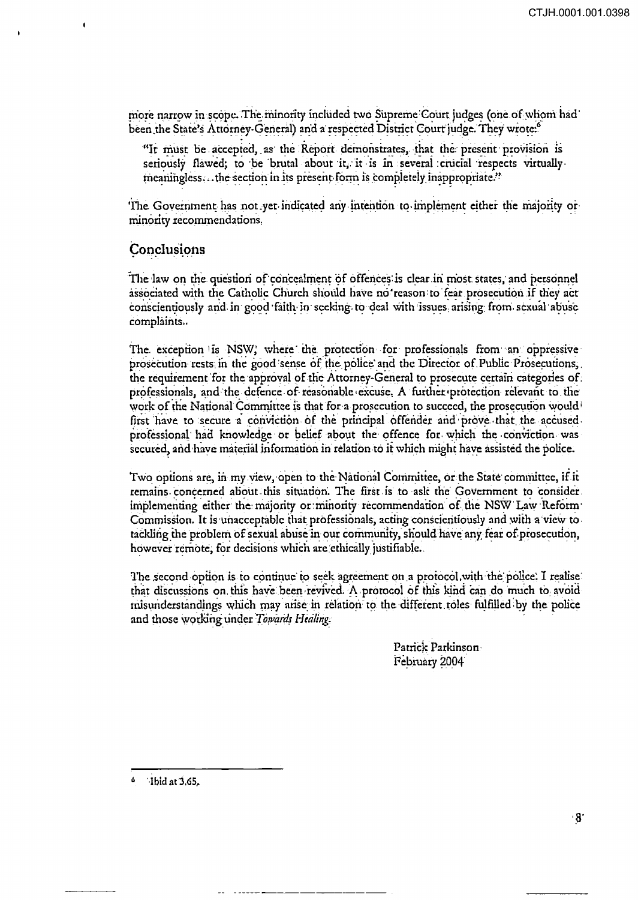more narrow in scope. The minority included two Supreme Court judges (one of whom had been the State's Attorney-General) and a respected District Court judge. They wrote:[6]

> "It must be accepted, as the Report demonstrates, that the present provision is seriously flawed; to be brutal about it, it is in several crucial respects virtually meaningless...the section in its present form is completely inappropriate."

The Government has not yet indicated any intention to implement either the majority or minority recommendations.

## Conclusions

The law on the question of concealment of offences is clear in most states, and personnel associated with the Catholic Church should have no reason to fear prosecution if they act conscientiously and in good faith in seeking to deal with issues arising from sexual abuse complaints..

The exception is NSW, where the protection for professionals from an oppressive prosecution rests in the good sense of the police and the Director of Public Prosecutions, the requirement for the approval of the Attorney-General to prosecute certain categories of professionals, and the defence of reasonable excuse. A further protection relevant to the work of the National Committee is that for a prosecution to succeed, the prosecution would first have to secure a conviction of the principal offender and prove that the accused professional had knowledge or belief about the offence for which the conviction was secured, and have material information in relation to it which might have assisted the police.

Two options are, in my view, open to the National Committee, or the State committee, if it remains concerned about this situation. The first is to ask the Government to consider implementing either the majority or minority recommendation of the NSW Law Reform Commission. It is unacceptable that professionals, acting conscientiously and with a view to tackling the problem of sexual abuse in our community, should have any fear of prosecution, however remote, for decisions which are ethically justifiable.

The second option is to continue to seek agreement on a protocol with the police. I realise that discussions on this have been revived. A protocol of this kind can do much to avoid misunderstandings which may arise in relation to the different roles fulfilled by the police and those working under *Towards Healing*.

Patrick Parkinson
February 2004

---

[6] Ibid at 3.65.